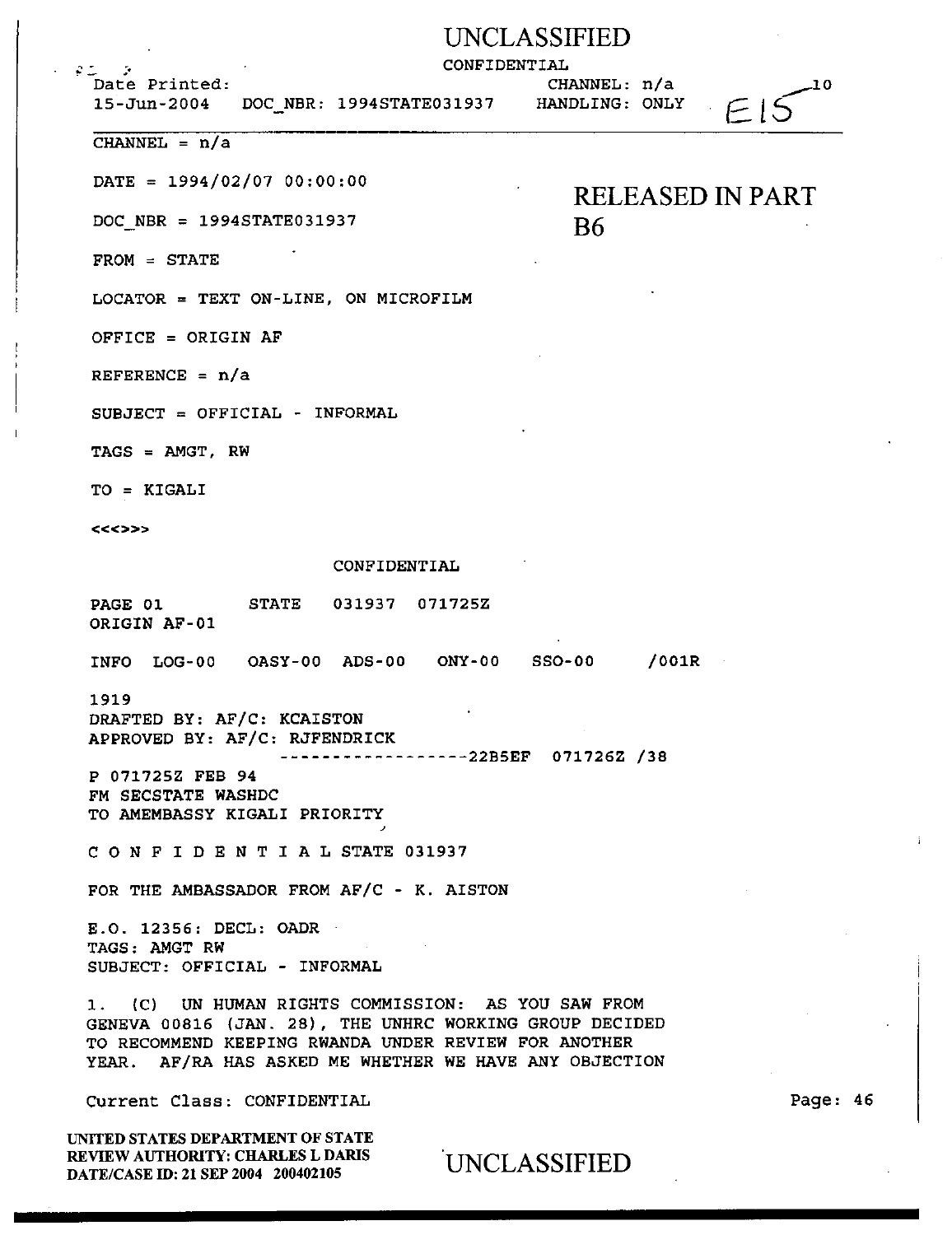UNCLASSIFIED

CONFIDENTIAL

Date Printed: 15-Jun-2004 DOC_NBR: 1994STATE031937 CHANNEL: n/a HANDLING: ONLY E15

CHANNEL = n/a

DATE = 1994/02/07 00:00:00

RELEASED IN PART B6

DOC_NBR = 1994STATE031937

FROM = STATE

LOCATOR = TEXT ON-LINE, ON MICROFILM

OFFICE = ORIGIN AF

REFERENCE = n/a

SUBJECT = OFFICIAL - INFORMAL

TAGS = AMGT, RW

TO = KIGALI

<<<>>>

CONFIDENTIAL

PAGE 01 STATE 031937 071725Z
ORIGIN AF-01

INFO LOG-00 OASY-00 ADS-00 ONY-00 SSO-00 /001R

1919
DRAFTED BY: AF/C: KCAISTON
APPROVED BY: AF/C: RJFENDRICK
------------------22B5EF 071726Z /38

P 071725Z FEB 94
FM SECSTATE WASHDC
TO AMEMBASSY KIGALI PRIORITY

C O N F I D E N T I A L STATE 031937

FOR THE AMBASSADOR FROM AF/C - K. AISTON

E.O. 12356: DECL: OADR
TAGS: AMGT RW
SUBJECT: OFFICIAL - INFORMAL

1. (C) UN HUMAN RIGHTS COMMISSION: AS YOU SAW FROM GENEVA 00816 (JAN. 28), THE UNHRC WORKING GROUP DECIDED TO RECOMMEND KEEPING RWANDA UNDER REVIEW FOR ANOTHER YEAR. AF/RA HAS ASKED ME WHETHER WE HAVE ANY OBJECTION

Current Class: CONFIDENTIAL

UNITED STATES DEPARTMENT OF STATE
REVIEW AUTHORITY: CHARLES L DARIS
DATE/CASE ID: 21 SEP 2004 200402105

UNCLASSIFIED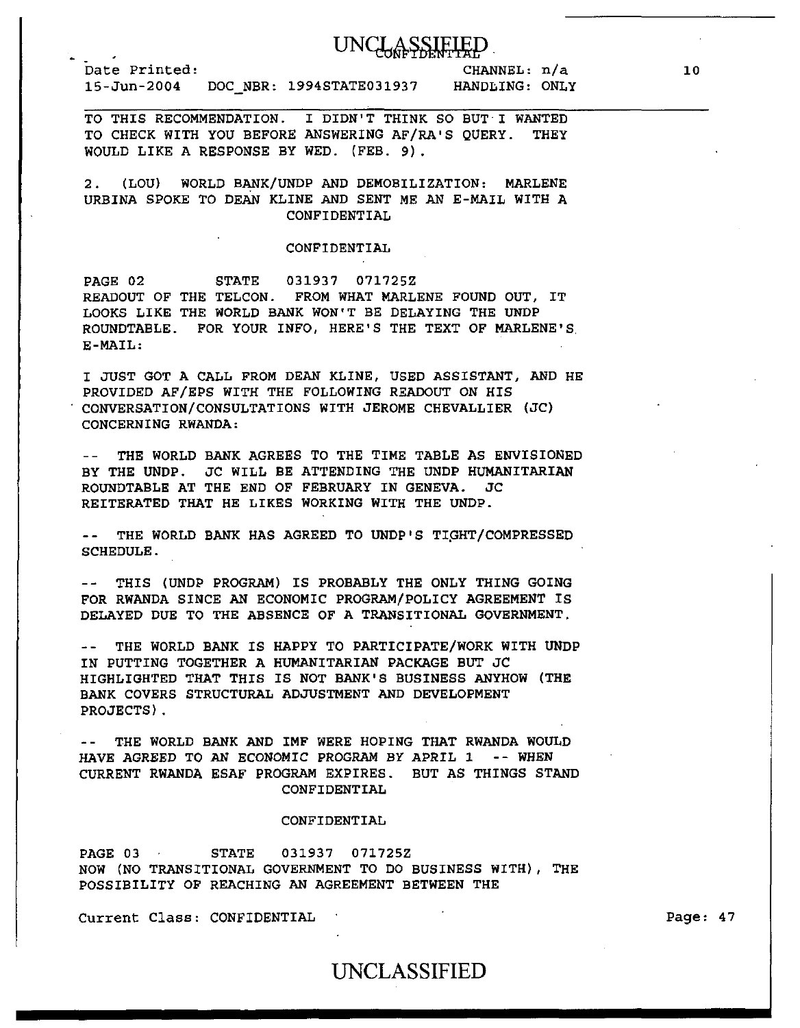TO THIS RECOMMENDATION. I DIDN'T THINK SO BUT I WANTED TO CHECK WITH YOU BEFORE ANSWERING AF/RA'S QUERY. THEY WOULD LIKE A RESPONSE BY WED. (FEB. 9).

2. (LOU) WORLD BANK/UNDP AND DEMOBILIZATION: MARLENE URBINA SPOKE TO DEAN KLINE AND SENT ME AN E-MAIL WITH A

CONFIDENTIAL

CONFIDENTIAL

PAGE 02 STATE 031937 071725Z

READOUT OF THE TELCON. FROM WHAT MARLENE FOUND OUT, IT LOOKS LIKE THE WORLD BANK WON'T BE DELAYING THE UNDP ROUNDTABLE. FOR YOUR INFO, HERE'S THE TEXT OF MARLENE'S E-MAIL:

I JUST GOT A CALL FROM DEAN KLINE, USED ASSISTANT, AND HE PROVIDED AF/EPS WITH THE FOLLOWING READOUT ON HIS CONVERSATION/CONSULTATIONS WITH JEROME CHEVALLIER (JC) CONCERNING RWANDA:

-- THE WORLD BANK AGREES TO THE TIME TABLE AS ENVISIONED BY THE UNDP. JC WILL BE ATTENDING THE UNDP HUMANITARIAN ROUNDTABLE AT THE END OF FEBRUARY IN GENEVA. JC REITERATED THAT HE LIKES WORKING WITH THE UNDP.

-- THE WORLD BANK HAS AGREED TO UNDP'S TIGHT/COMPRESSED SCHEDULE.

-- THIS (UNDP PROGRAM) IS PROBABLY THE ONLY THING GOING FOR RWANDA SINCE AN ECONOMIC PROGRAM/POLICY AGREEMENT IS DELAYED DUE TO THE ABSENCE OF A TRANSITIONAL GOVERNMENT.

-- THE WORLD BANK IS HAPPY TO PARTICIPATE/WORK WITH UNDP IN PUTTING TOGETHER A HUMANITARIAN PACKAGE BUT JC HIGHLIGHTED THAT THIS IS NOT BANK'S BUSINESS ANYHOW (THE BANK COVERS STRUCTURAL ADJUSTMENT AND DEVELOPMENT PROJECTS).

-- THE WORLD BANK AND IMF WERE HOPING THAT RWANDA WOULD HAVE AGREED TO AN ECONOMIC PROGRAM BY APRIL 1 -- WHEN CURRENT RWANDA ESAF PROGRAM EXPIRES. BUT AS THINGS STAND

CONFIDENTIAL

CONFIDENTIAL

PAGE 03 STATE 031937 071725Z

NOW (NO TRANSITIONAL GOVERNMENT TO DO BUSINESS WITH), THE POSSIBILITY OF REACHING AN AGREEMENT BETWEEN THE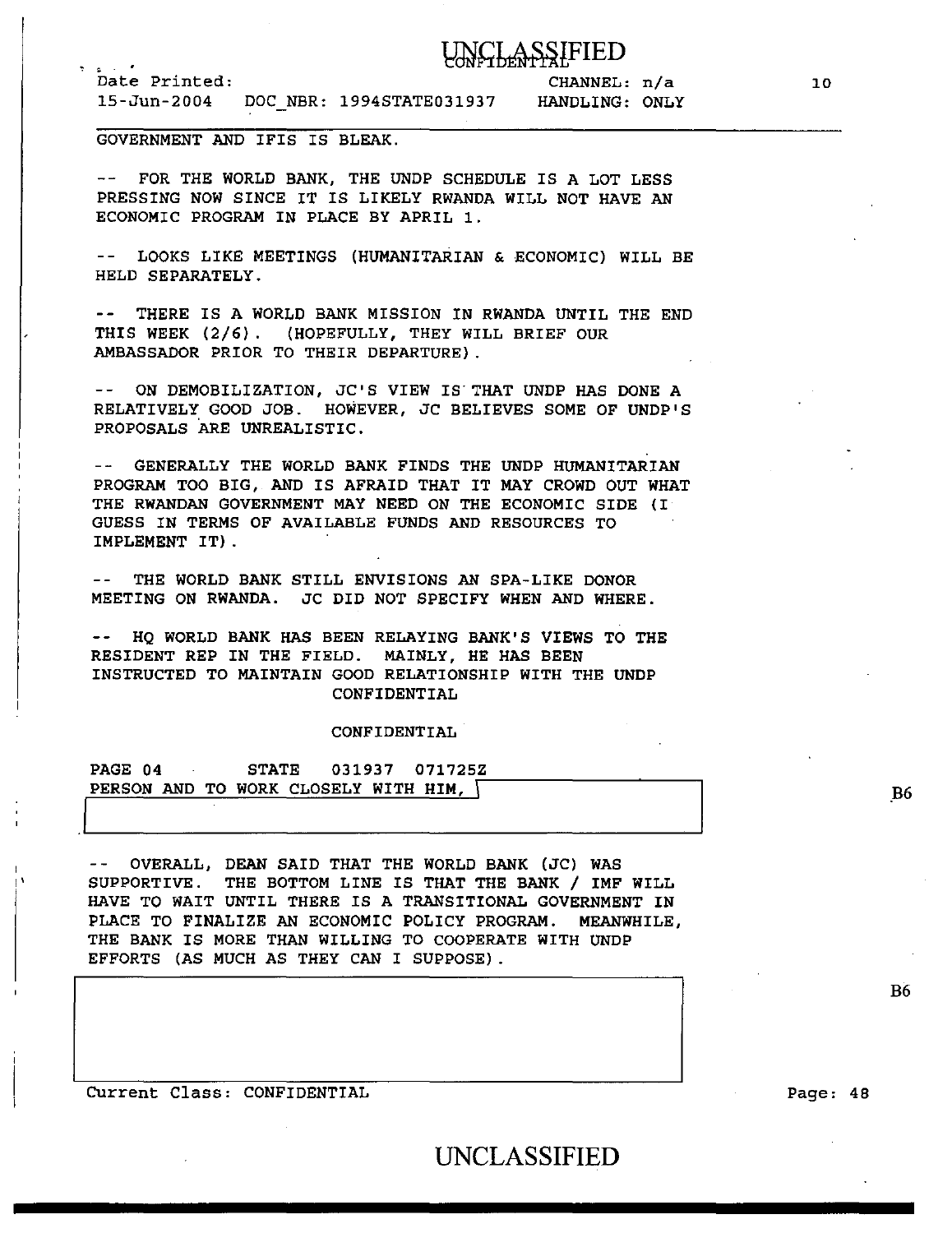GOVERNMENT AND IFIS IS BLEAK.

-- FOR THE WORLD BANK, THE UNDP SCHEDULE IS A LOT LESS PRESSING NOW SINCE IT IS LIKELY RWANDA WILL NOT HAVE AN ECONOMIC PROGRAM IN PLACE BY APRIL 1.

-- LOOKS LIKE MEETINGS (HUMANITARIAN & ECONOMIC) WILL BE HELD SEPARATELY.

-- THERE IS A WORLD BANK MISSION IN RWANDA UNTIL THE END THIS WEEK (2/6). (HOPEFULLY, THEY WILL BRIEF OUR AMBASSADOR PRIOR TO THEIR DEPARTURE).

-- ON DEMOBILIZATION, JC'S VIEW IS THAT UNDP HAS DONE A RELATIVELY GOOD JOB. HOWEVER, JC BELIEVES SOME OF UNDP'S PROPOSALS ARE UNREALISTIC.

-- GENERALLY THE WORLD BANK FINDS THE UNDP HUMANITARIAN PROGRAM TOO BIG, AND IS AFRAID THAT IT MAY CROWD OUT WHAT THE RWANDAN GOVERNMENT MAY NEED ON THE ECONOMIC SIDE (I GUESS IN TERMS OF AVAILABLE FUNDS AND RESOURCES TO IMPLEMENT IT).

-- THE WORLD BANK STILL ENVISIONS AN SPA-LIKE DONOR MEETING ON RWANDA. JC DID NOT SPECIFY WHEN AND WHERE.

-- HQ WORLD BANK HAS BEEN RELAYING BANK'S VIEWS TO THE RESIDENT REP IN THE FIELD. MAINLY, HE HAS BEEN INSTRUCTED TO MAINTAIN GOOD RELATIONSHIP WITH THE UNDP

CONFIDENTIAL

CONFIDENTIAL

PAGE 04 STATE 031937 071725Z

PERSON AND TO WORK CLOSELY WITH HIM, [B6]

-- OVERALL, DEAN SAID THAT THE WORLD BANK (JC) WAS SUPPORTIVE. THE BOTTOM LINE IS THAT THE BANK / IMF WILL HAVE TO WAIT UNTIL THERE IS A TRANSITIONAL GOVERNMENT IN PLACE TO FINALIZE AN ECONOMIC POLICY PROGRAM. MEANWHILE, THE BANK IS MORE THAN WILLING TO COOPERATE WITH UNDP EFFORTS (AS MUCH AS THEY CAN I SUPPOSE).

[B6]

Current Class: CONFIDENTIAL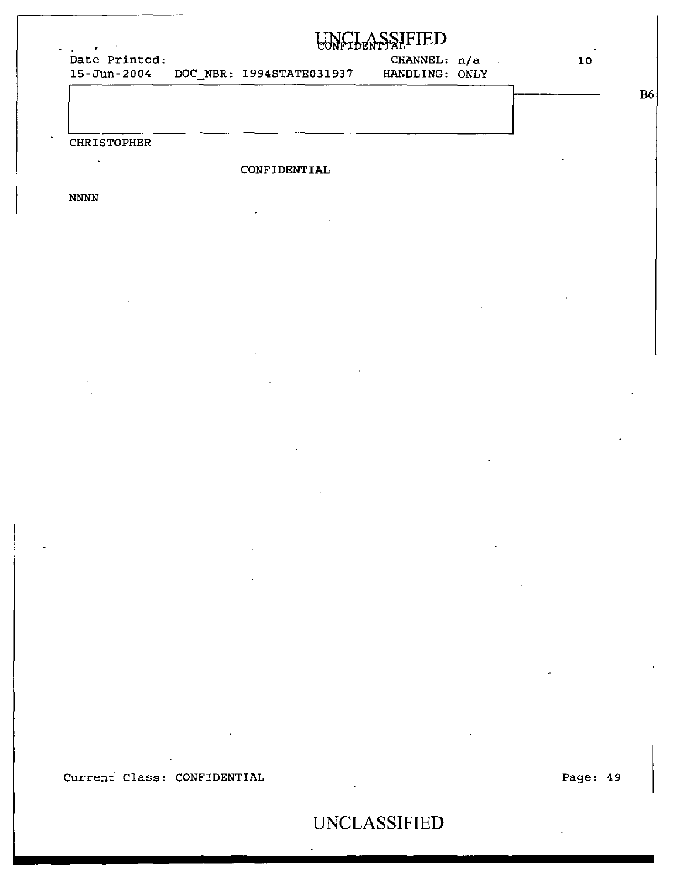CONFIDENTIAL

Date Printed: 15-Jun-2004 DOC_NBR: 1994STATE031937 CHANNEL: n/a HANDLING: ONLY

10

B6

CHRISTOPHER

CONFIDENTIAL

NNNN

Current Class: CONFIDENTIAL